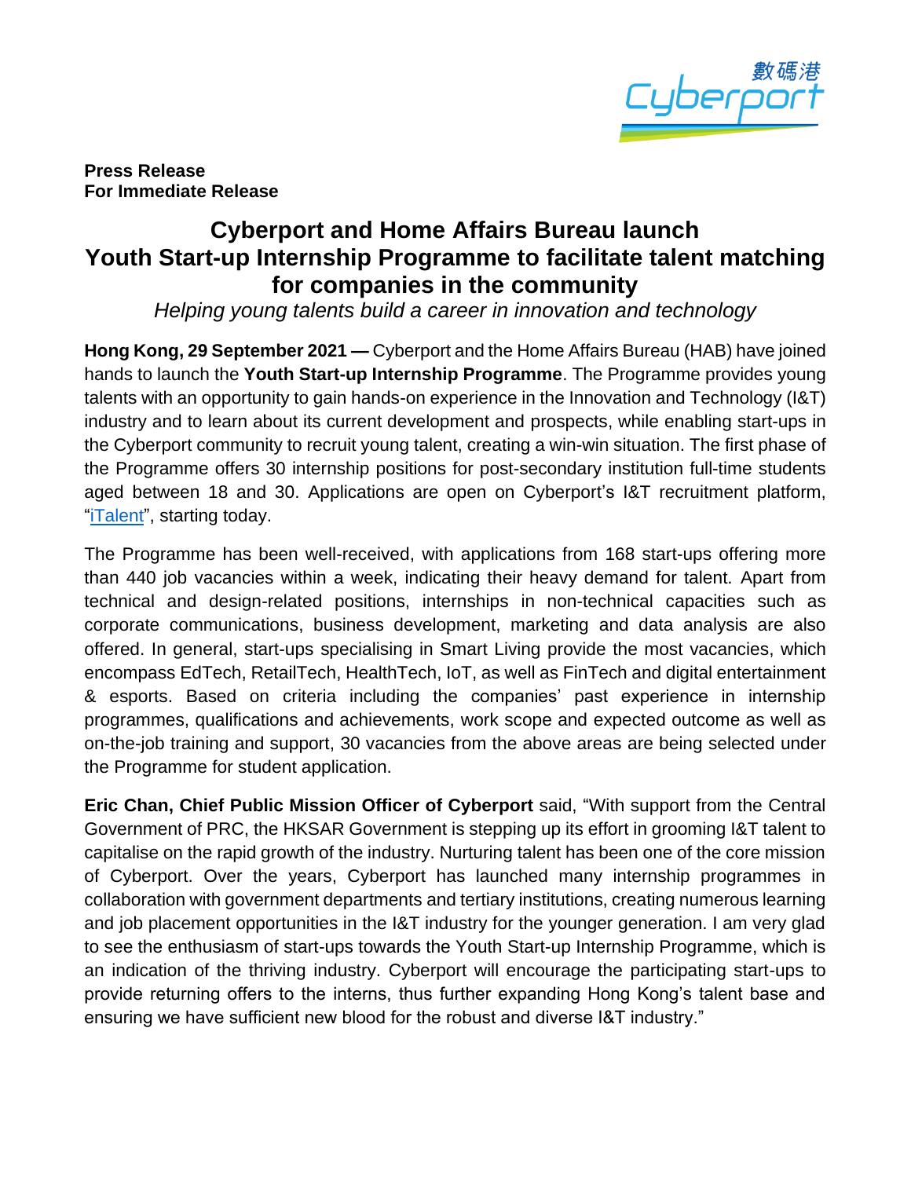**Press Release**
**For Immediate Release**

# Cyberport and Home Affairs Bureau launch Youth Start-up Internship Programme to facilitate talent matching for companies in the community

*Helping young talents build a career in innovation and technology*

**Hong Kong, 29 September 2021 —** Cyberport and the Home Affairs Bureau (HAB) have joined hands to launch the **Youth Start-up Internship Programme**. The Programme provides young talents with an opportunity to gain hands-on experience in the Innovation and Technology (I&T) industry and to learn about its current development and prospects, while enabling start-ups in the Cyberport community to recruit young talent, creating a win-win situation. The first phase of the Programme offers 30 internship positions for post-secondary institution full-time students aged between 18 and 30. Applications are open on Cyberport's I&T recruitment platform, "iTalent", starting today.

The Programme has been well-received, with applications from 168 start-ups offering more than 440 job vacancies within a week, indicating their heavy demand for talent. Apart from technical and design-related positions, internships in non-technical capacities such as corporate communications, business development, marketing and data analysis are also offered. In general, start-ups specialising in Smart Living provide the most vacancies, which encompass EdTech, RetailTech, HealthTech, IoT, as well as FinTech and digital entertainment & esports. Based on criteria including the companies' past experience in internship programmes, qualifications and achievements, work scope and expected outcome as well as on-the-job training and support, 30 vacancies from the above areas are being selected under the Programme for student application.

**Eric Chan, Chief Public Mission Officer of Cyberport** said, "With support from the Central Government of PRC, the HKSAR Government is stepping up its effort in grooming I&T talent to capitalise on the rapid growth of the industry. Nurturing talent has been one of the core mission of Cyberport. Over the years, Cyberport has launched many internship programmes in collaboration with government departments and tertiary institutions, creating numerous learning and job placement opportunities in the I&T industry for the younger generation. I am very glad to see the enthusiasm of start-ups towards the Youth Start-up Internship Programme, which is an indication of the thriving industry. Cyberport will encourage the participating start-ups to provide returning offers to the interns, thus further expanding Hong Kong's talent base and ensuring we have sufficient new blood for the robust and diverse I&T industry."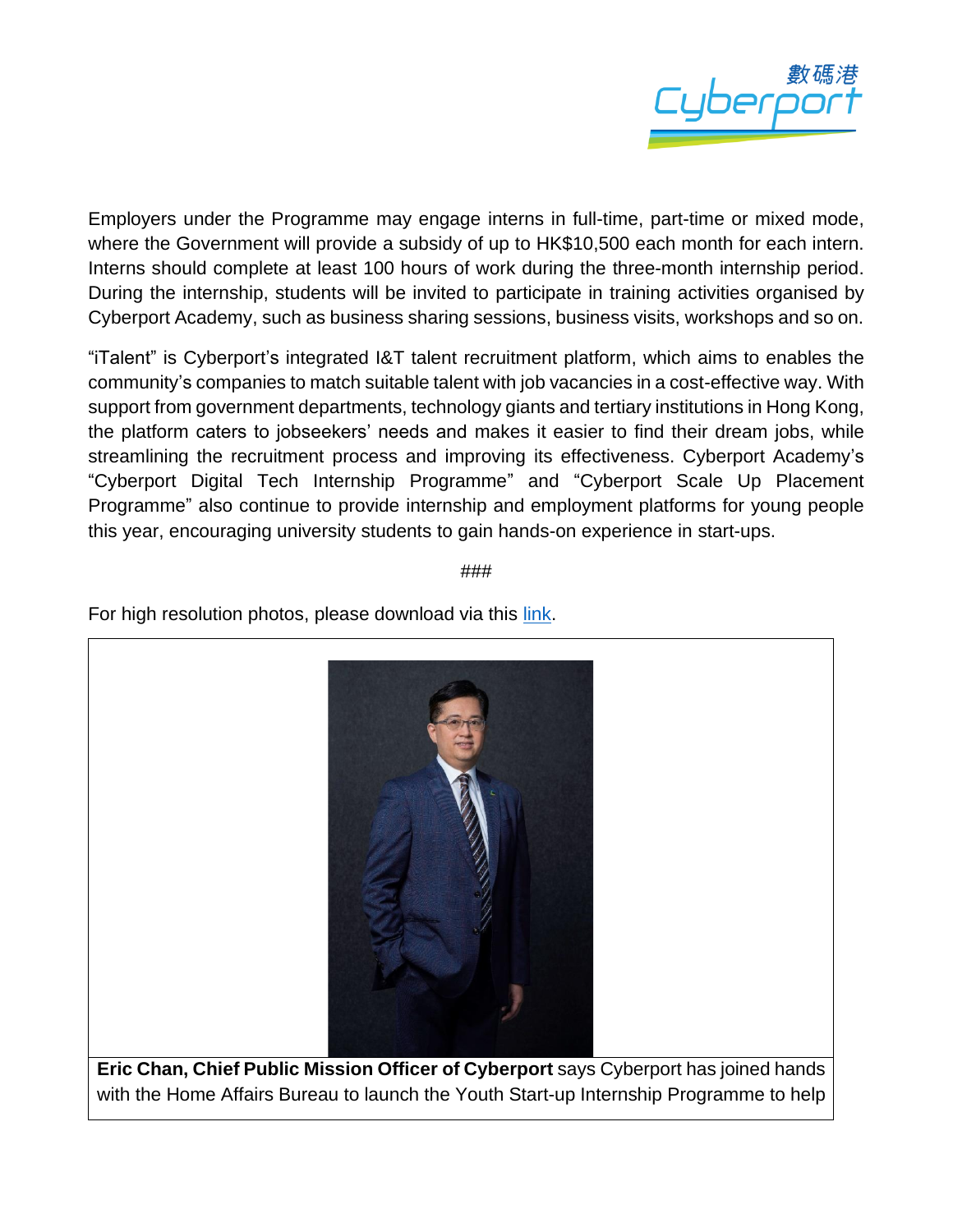Employers under the Programme may engage interns in full-time, part-time or mixed mode, where the Government will provide a subsidy of up to HK$10,500 each month for each intern. Interns should complete at least 100 hours of work during the three-month internship period. During the internship, students will be invited to participate in training activities organised by Cyberport Academy, such as business sharing sessions, business visits, workshops and so on.

"iTalent" is Cyberport's integrated I&T talent recruitment platform, which aims to enables the community's companies to match suitable talent with job vacancies in a cost-effective way. With support from government departments, technology giants and tertiary institutions in Hong Kong, the platform caters to jobseekers' needs and makes it easier to find their dream jobs, while streamlining the recruitment process and improving its effectiveness. Cyberport Academy's "Cyberport Digital Tech Internship Programme" and "Cyberport Scale Up Placement Programme" also continue to provide internship and employment platforms for young people this year, encouraging university students to gain hands-on experience in start-ups.

###

For high resolution photos, please download via this [link]().

**Eric Chan, Chief Public Mission Officer of Cyberport** says Cyberport has joined hands with the Home Affairs Bureau to launch the Youth Start-up Internship Programme to help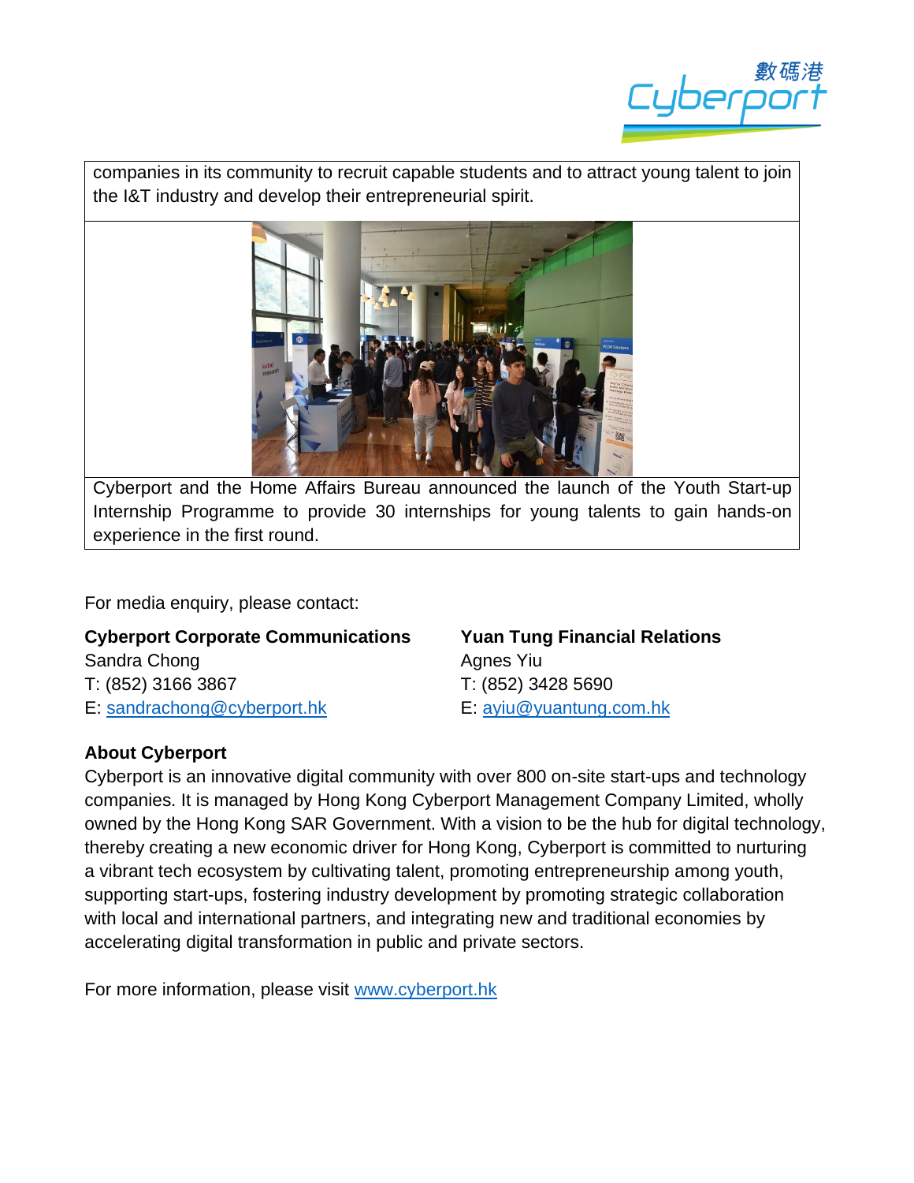companies in its community to recruit capable students and to attract young talent to join the I&T industry and develop their entrepreneurial spirit.

Cyberport and the Home Affairs Bureau announced the launch of the Youth Start-up Internship Programme to provide 30 internships for young talents to gain hands-on experience in the first round.

For media enquiry, please contact:

**Cyberport Corporate Communications**
Sandra Chong
T: (852) 3166 3867
E: sandrachong@cyberport.hk

**Yuan Tung Financial Relations**
Agnes Yiu
T: (852) 3428 5690
E: ayiu@yuantung.com.hk

**About Cyberport**

Cyberport is an innovative digital community with over 800 on-site start-ups and technology companies. It is managed by Hong Kong Cyberport Management Company Limited, wholly owned by the Hong Kong SAR Government. With a vision to be the hub for digital technology, thereby creating a new economic driver for Hong Kong, Cyberport is committed to nurturing a vibrant tech ecosystem by cultivating talent, promoting entrepreneurship among youth, supporting start-ups, fostering industry development by promoting strategic collaboration with local and international partners, and integrating new and traditional economies by accelerating digital transformation in public and private sectors.

For more information, please visit www.cyberport.hk